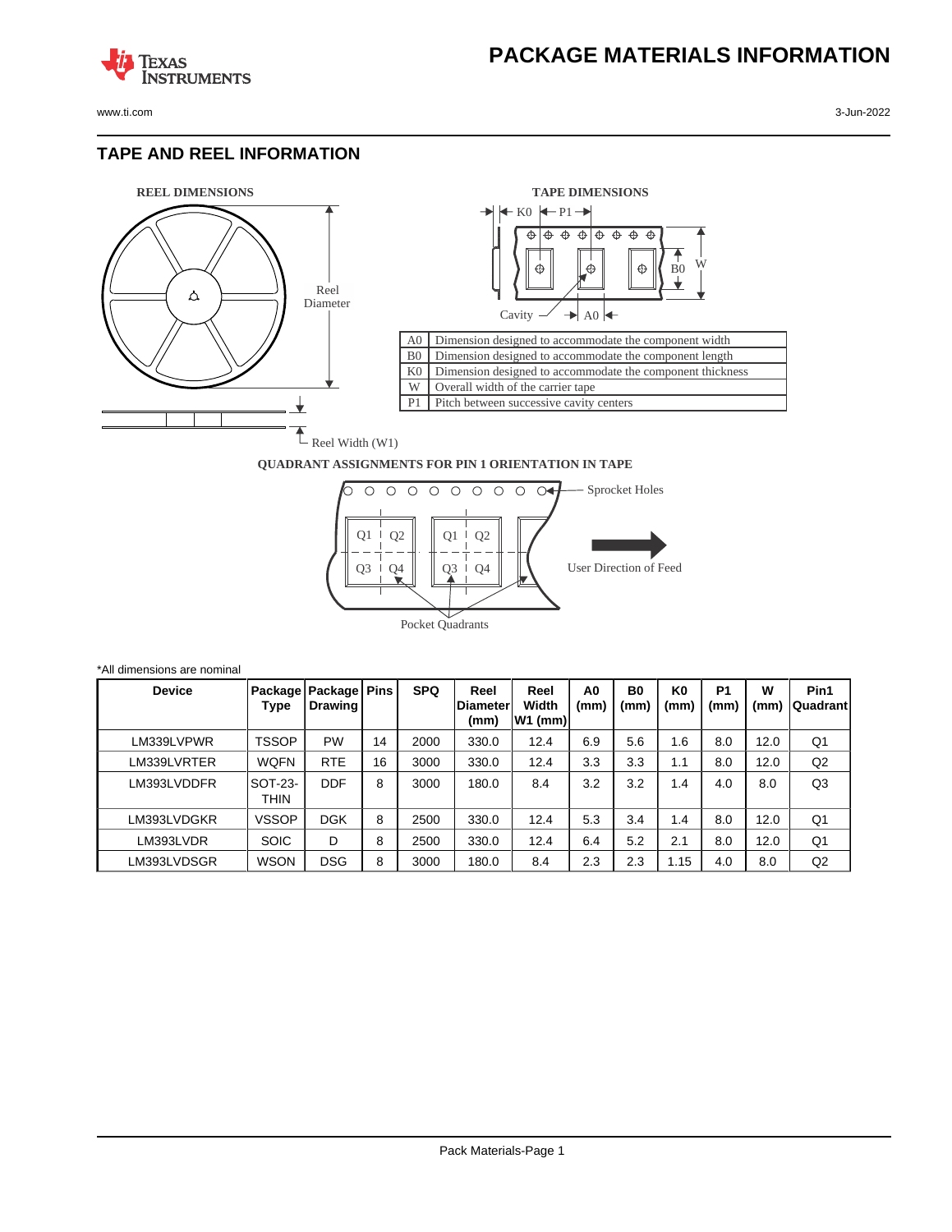# PACKAGE MATERIALS INFORMATION

## TAPE AND REEL INFORMATION

**REEL DIMENSIONS**

Reel Diameter

Reel Width (W1)

**TAPE DIMENSIONS**

| | |
|---|---|
| A0 | Dimension designed to accommodate the component width |
| B0 | Dimension designed to accommodate the component length |
| K0 | Dimension designed to accommodate the component thickness |
| W | Overall width of the carrier tape |
| P1 | Pitch between successive cavity centers |

**QUADRANT ASSIGNMENTS FOR PIN 1 ORIENTATION IN TAPE**

Sprocket Holes

User Direction of Feed

Pocket Quadrants

*All dimensions are nominal

| Device | Package Type | Package Drawing | Pins | SPQ | Reel Diameter (mm) | Reel Width W1 (mm) | A0 (mm) | B0 (mm) | K0 (mm) | P1 (mm) | W (mm) | Pin1 Quadrant |
|---|---|---|---|---|---|---|---|---|---|---|---|---|
| LM339LVPWR | TSSOP | PW | 14 | 2000 | 330.0 | 12.4 | 6.9 | 5.6 | 1.6 | 8.0 | 12.0 | Q1 |
| LM339LVRTER | WQFN | RTE | 16 | 3000 | 330.0 | 12.4 | 3.3 | 3.3 | 1.1 | 8.0 | 12.0 | Q2 |
| LM393LVDDFR | SOT-23-THIN | DDF | 8 | 3000 | 180.0 | 8.4 | 3.2 | 3.2 | 1.4 | 4.0 | 8.0 | Q3 |
| LM393LVDGKR | VSSOP | DGK | 8 | 2500 | 330.0 | 12.4 | 5.3 | 3.4 | 1.4 | 8.0 | 12.0 | Q1 |
| LM393LVDR | SOIC | D | 8 | 2500 | 330.0 | 12.4 | 6.4 | 5.2 | 2.1 | 8.0 | 12.0 | Q1 |
| LM393LVDSGR | WSON | DSG | 8 | 3000 | 180.0 | 8.4 | 2.3 | 2.3 | 1.15 | 4.0 | 8.0 | Q2 |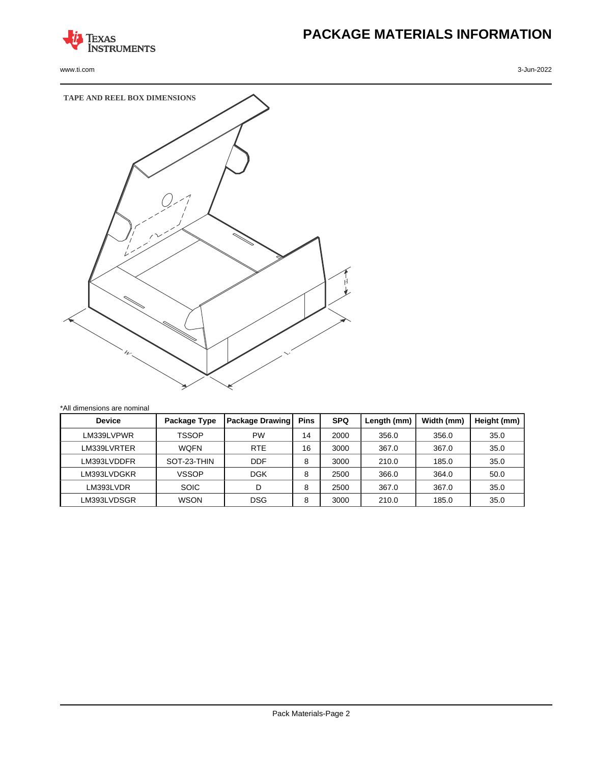# PACKAGE MATERIALS INFORMATION

## TAPE AND REEL BOX DIMENSIONS

H

W

L

*All dimensions are nominal

| Device | Package Type | Package Drawing | Pins | SPQ | Length (mm) | Width (mm) | Height (mm) |
|---|---|---|---|---|---|---|---|
| LM339LVPWR | TSSOP | PW | 14 | 2000 | 356.0 | 356.0 | 35.0 |
| LM339LVRTER | WQFN | RTE | 16 | 3000 | 367.0 | 367.0 | 35.0 |
| LM393LVDDFR | SOT-23-THIN | DDF | 8 | 3000 | 210.0 | 185.0 | 35.0 |
| LM393LVDGKR | VSSOP | DGK | 8 | 2500 | 366.0 | 364.0 | 50.0 |
| LM393LVDR | SOIC | D | 8 | 2500 | 367.0 | 367.0 | 35.0 |
| LM393LVDSGR | WSON | DSG | 8 | 3000 | 210.0 | 185.0 | 35.0 |